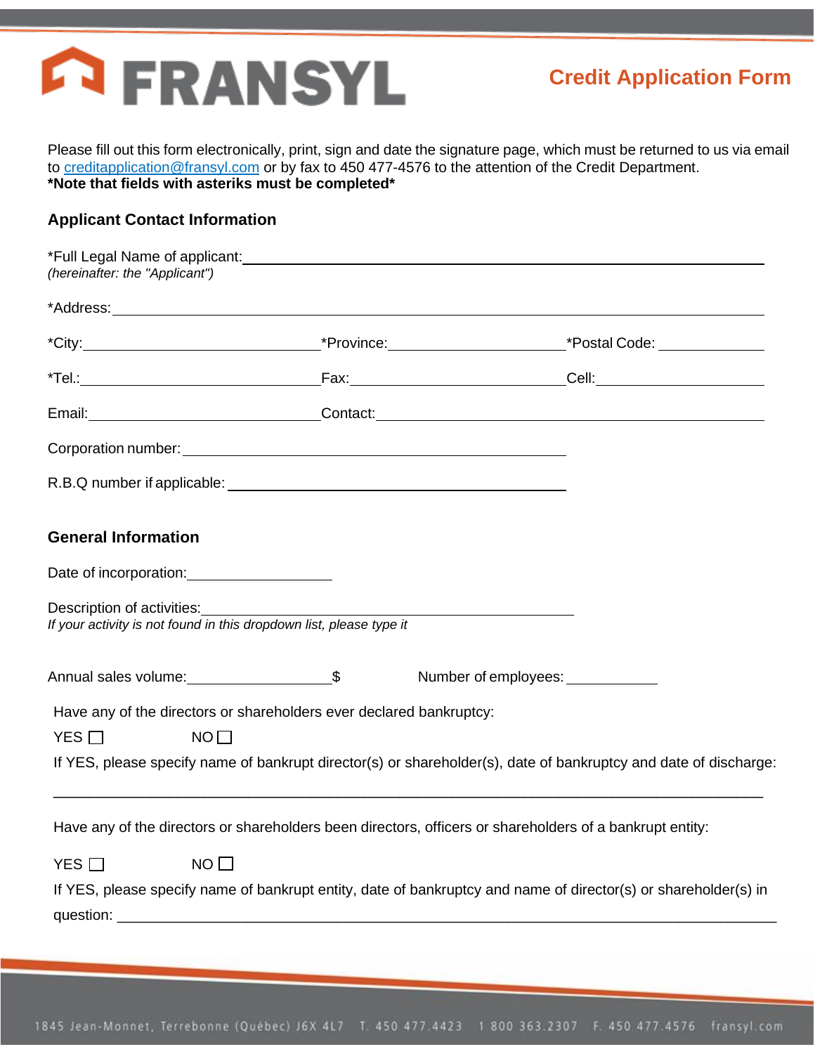# FRANSYL

## Credit Application Form

Please fill out this form electronically, print, sign and date the signature page, which must be returned to us via email to creditapplication@fransyl.com or by fax to 450 477-4576 to the attention of the Credit Department.
***Note that fields with asteriks must be completed***

### Applicant Contact Information

*Full Legal Name of applicant: ____________________
*(hereinafter: the "Applicant")*

*Address: ____________________

*City: ____________________ *Province: ____________________ *Postal Code: ____________________

*Tel.: ____________________ Fax: ____________________ Cell: ____________________

Email: ____________________ Contact: ____________________

Corporation number: ____________________

R.B.Q number if applicable: ____________________

### General Information

Date of incorporation: ____________________

Description of activities: ____________________
*If your activity is not found in this dropdown list, please type it*

Annual sales volume: ____________________ $ Number of employees: ____________________

Have any of the directors or shareholders ever declared bankruptcy:

YES ☐ NO ☐

If YES, please specify name of bankrupt director(s) or shareholder(s), date of bankruptcy and date of discharge:

____________________

Have any of the directors or shareholders been directors, officers or shareholders of a bankrupt entity:

YES ☐ NO ☐

If YES, please specify name of bankrupt entity, date of bankruptcy and name of director(s) or shareholder(s) in question: ____________________

1845 Jean-Monnet, Terrebonne (Québec) J6X 4L7 T. 450 477.4423 1 800 363.2307 F. 450 477.4576 fransyl.com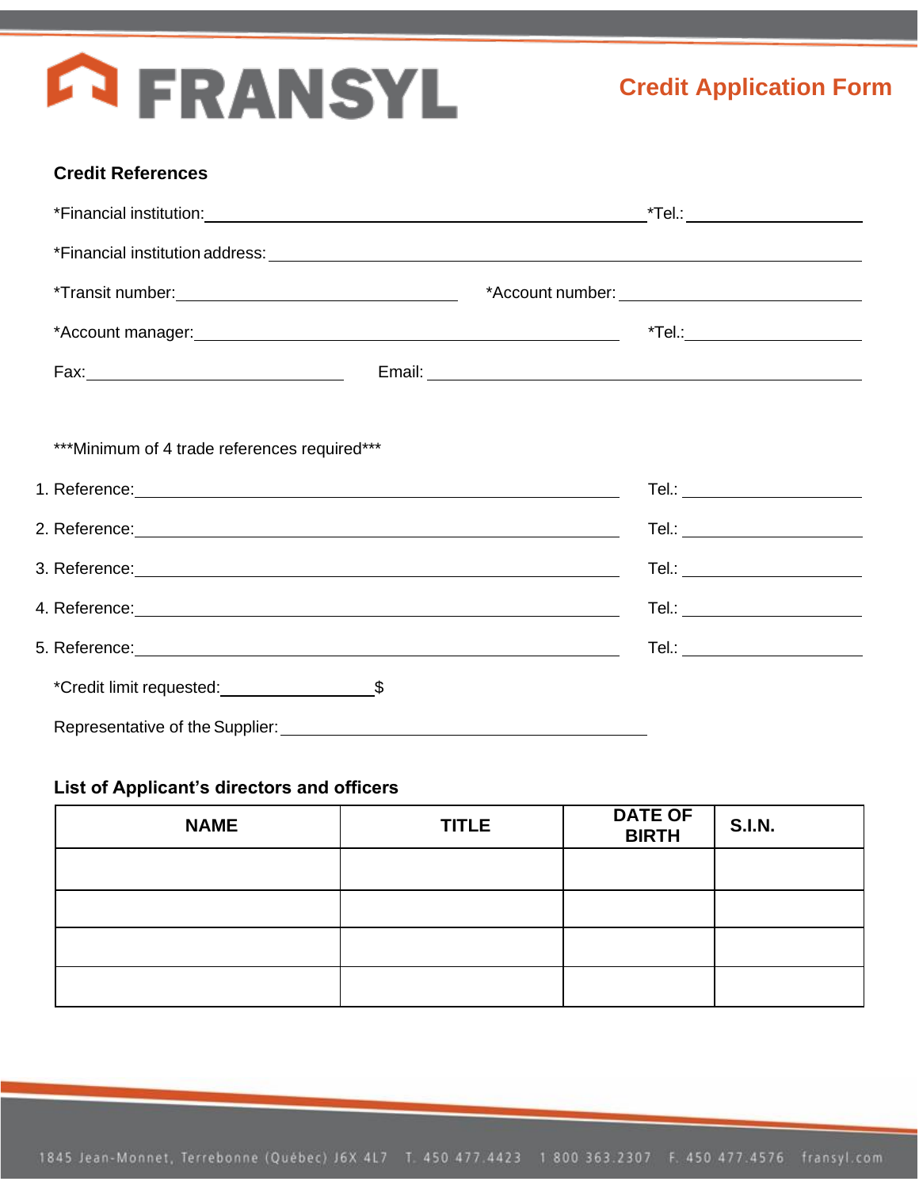# FRANSYL

## Credit Application Form

### Credit References

*Financial institution: ______________________________ *Tel.: ______________

*Financial institution address: ______________________________

*Transit number: ______________________ *Account number: ______________________

*Account manager: ______________________________ *Tel.: ______________

Fax: ______________________ Email: ______________________________

***Minimum of 4 trade references required***

1. Reference: ______________________________ Tel.: ______________
2. Reference: ______________________________ Tel.: ______________
3. Reference: ______________________________ Tel.: ______________
4. Reference: ______________________________ Tel.: ______________
5. Reference: ______________________________ Tel.: ______________

*Credit limit requested: ______________ $

Representative of the Supplier: ______________________________

### List of Applicant's directors and officers

| NAME | TITLE | DATE OF BIRTH | S.I.N. |
|---|---|---|---|
| | | | |
| | | | |
| | | | |
| | | | |

1845 Jean-Monnet, Terrebonne (Québec) J6X 4L7 T. 450 477.4423 1 800 363.2307 F. 450 477.4576 fransyl.com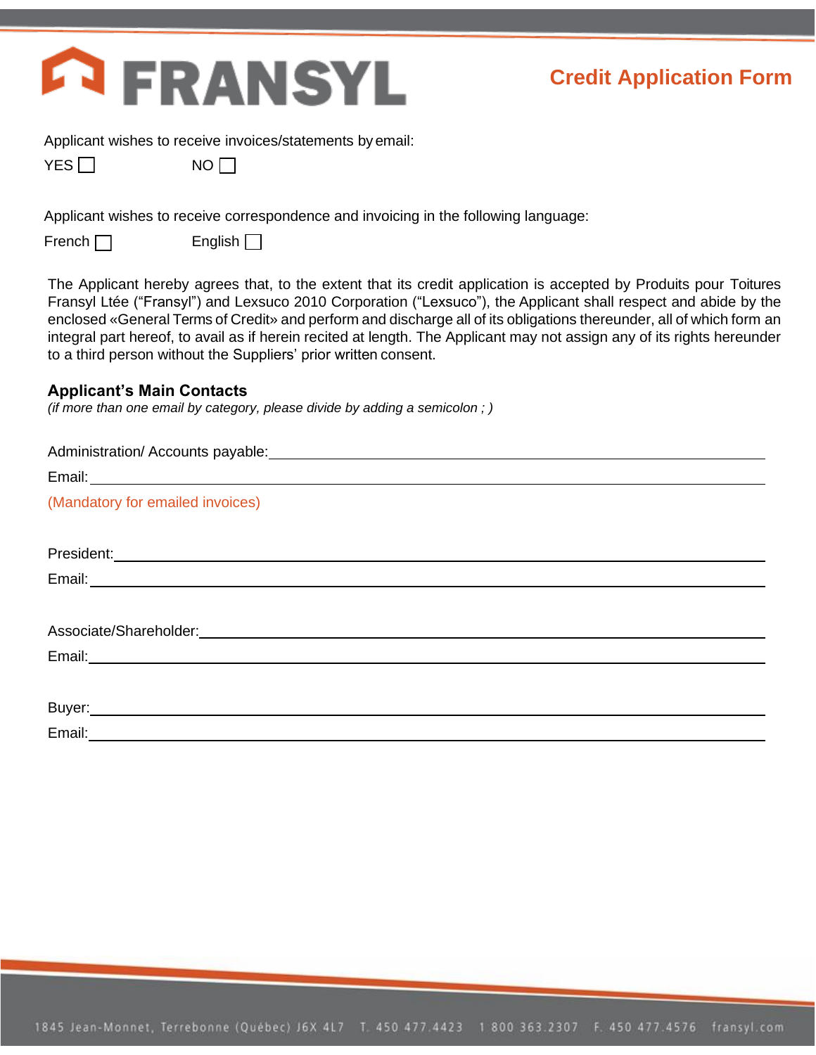FRANSYL

# Credit Application Form

Applicant wishes to receive invoices/statements by email:

YES ☐ NO ☐

Applicant wishes to receive correspondence and invoicing in the following language:

French ☐ English ☐

The Applicant hereby agrees that, to the extent that its credit application is accepted by Produits pour Toitures Fransyl Ltée ("Fransyl") and Lexsuco 2010 Corporation ("Lexsuco"), the Applicant shall respect and abide by the enclosed «General Terms of Credit» and perform and discharge all of its obligations thereunder, all of which form an integral part hereof, to avail as if herein recited at length. The Applicant may not assign any of its rights hereunder to a third person without the Suppliers' prior written consent.

### Applicant's Main Contacts

*(if more than one email by category, please divide by adding a semicolon ; )*

Administration/ Accounts payable: \_\_\_\_\_\_\_\_\_\_\_\_\_\_\_\_\_\_\_\_\_\_\_\_\_\_\_\_\_\_\_\_\_\_\_\_\_\_\_\_

Email: \_\_\_\_\_\_\_\_\_\_\_\_\_\_\_\_\_\_\_\_\_\_\_\_\_\_\_\_\_\_\_\_\_\_\_\_\_\_\_\_

(Mandatory for emailed invoices)

President: \_\_\_\_\_\_\_\_\_\_\_\_\_\_\_\_\_\_\_\_\_\_\_\_\_\_\_\_\_\_\_\_\_\_\_\_\_\_\_\_

Email: \_\_\_\_\_\_\_\_\_\_\_\_\_\_\_\_\_\_\_\_\_\_\_\_\_\_\_\_\_\_\_\_\_\_\_\_\_\_\_\_

Associate/Shareholder: \_\_\_\_\_\_\_\_\_\_\_\_\_\_\_\_\_\_\_\_\_\_\_\_\_\_\_\_\_\_\_\_\_\_\_\_\_\_\_\_

Email: \_\_\_\_\_\_\_\_\_\_\_\_\_\_\_\_\_\_\_\_\_\_\_\_\_\_\_\_\_\_\_\_\_\_\_\_\_\_\_\_

Buyer: \_\_\_\_\_\_\_\_\_\_\_\_\_\_\_\_\_\_\_\_\_\_\_\_\_\_\_\_\_\_\_\_\_\_\_\_\_\_\_\_

Email: \_\_\_\_\_\_\_\_\_\_\_\_\_\_\_\_\_\_\_\_\_\_\_\_\_\_\_\_\_\_\_\_\_\_\_\_\_\_\_\_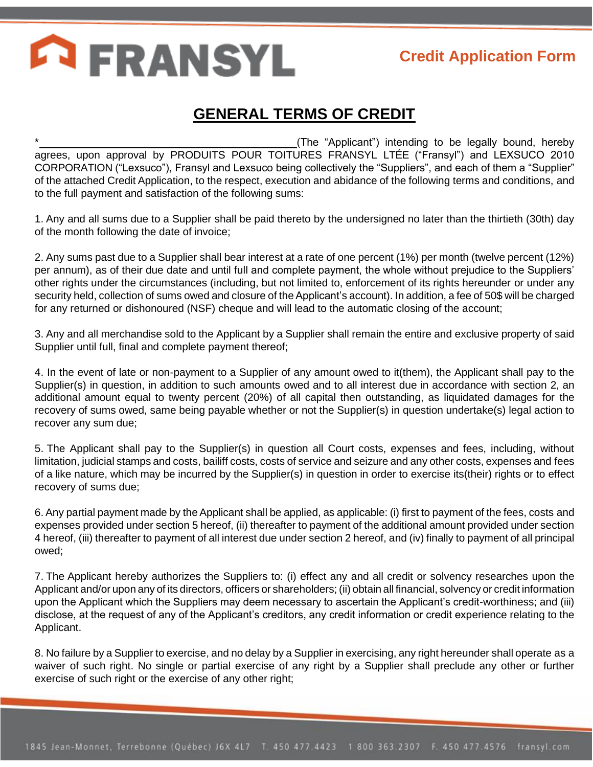FRANSYL

Credit Application Form

# GENERAL TERMS OF CREDIT

*_____________________________________________(The "Applicant") intending to be legally bound, hereby agrees, upon approval by PRODUITS POUR TOITURES FRANSYL LTÉE ("Fransyl") and LEXSUCO 2010 CORPORATION ("Lexsuco"), Fransyl and Lexsuco being collectively the "Suppliers", and each of them a "Supplier" of the attached Credit Application, to the respect, execution and abidance of the following terms and conditions, and to the full payment and satisfaction of the following sums:

1. Any and all sums due to a Supplier shall be paid thereto by the undersigned no later than the thirtieth (30th) day of the month following the date of invoice;

2. Any sums past due to a Supplier shall bear interest at a rate of one percent (1%) per month (twelve percent (12%) per annum), as of their due date and until full and complete payment, the whole without prejudice to the Suppliers' other rights under the circumstances (including, but not limited to, enforcement of its rights hereunder or under any security held, collection of sums owed and closure of the Applicant's account). In addition, a fee of 50$ will be charged for any returned or dishonoured (NSF) cheque and will lead to the automatic closing of the account;

3. Any and all merchandise sold to the Applicant by a Supplier shall remain the entire and exclusive property of said Supplier until full, final and complete payment thereof;

4. In the event of late or non-payment to a Supplier of any amount owed to it(them), the Applicant shall pay to the Supplier(s) in question, in addition to such amounts owed and to all interest due in accordance with section 2, an additional amount equal to twenty percent (20%) of all capital then outstanding, as liquidated damages for the recovery of sums owed, same being payable whether or not the Supplier(s) in question undertake(s) legal action to recover any sum due;

5. The Applicant shall pay to the Supplier(s) in question all Court costs, expenses and fees, including, without limitation, judicial stamps and costs, bailiff costs, costs of service and seizure and any other costs, expenses and fees of a like nature, which may be incurred by the Supplier(s) in question in order to exercise its(their) rights or to effect recovery of sums due;

6. Any partial payment made by the Applicant shall be applied, as applicable: (i) first to payment of the fees, costs and expenses provided under section 5 hereof, (ii) thereafter to payment of the additional amount provided under section 4 hereof, (iii) thereafter to payment of all interest due under section 2 hereof, and (iv) finally to payment of all principal owed;

7. The Applicant hereby authorizes the Suppliers to: (i) effect any and all credit or solvency researches upon the Applicant and/or upon any of its directors, officers or shareholders; (ii) obtain all financial, solvency or credit information upon the Applicant which the Suppliers may deem necessary to ascertain the Applicant's credit-worthiness; and (iii) disclose, at the request of any of the Applicant's creditors, any credit information or credit experience relating to the Applicant.

8. No failure by a Supplier to exercise, and no delay by a Supplier in exercising, any right hereunder shall operate as a waiver of such right. No single or partial exercise of any right by a Supplier shall preclude any other or further exercise of such right or the exercise of any other right;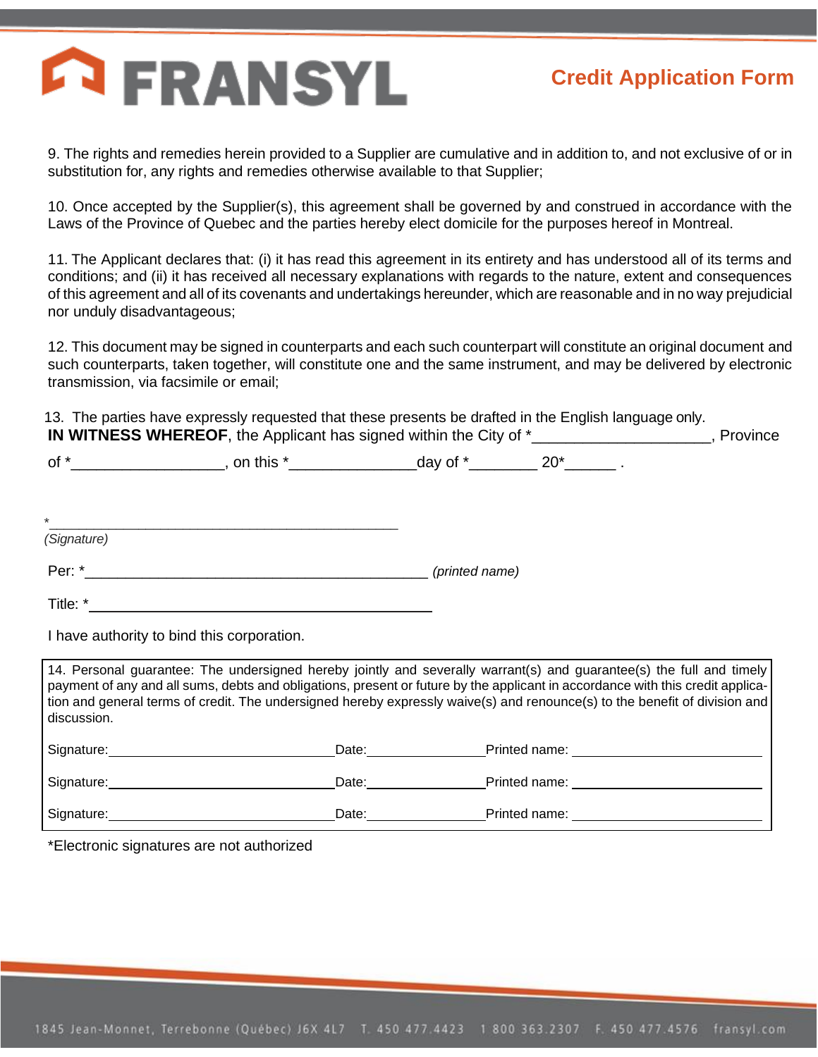9. The rights and remedies herein provided to a Supplier are cumulative and in addition to, and not exclusive of or in substitution for, any rights and remedies otherwise available to that Supplier;

10. Once accepted by the Supplier(s), this agreement shall be governed by and construed in accordance with the Laws of the Province of Quebec and the parties hereby elect domicile for the purposes hereof in Montreal.

11. The Applicant declares that: (i) it has read this agreement in its entirety and has understood all of its terms and conditions; and (ii) it has received all necessary explanations with regards to the nature, extent and consequences of this agreement and all of its covenants and undertakings hereunder, which are reasonable and in no way prejudicial nor unduly disadvantageous;

12. This document may be signed in counterparts and each such counterpart will constitute an original document and such counterparts, taken together, will constitute one and the same instrument, and may be delivered by electronic transmission, via facsimile or email;

13. The parties have expressly requested that these presents be drafted in the English language only.
**IN WITNESS WHEREOF**, the Applicant has signed within the City of *____________________, Province of *_________________, on this *______________day of *________ 20*______ .

*____________________________________________
*(Signature)*

Per: *________________________________________ *(printed name)*

Title: *_____________________________________

I have authority to bind this corporation.

14. Personal guarantee: The undersigned hereby jointly and severally warrant(s) and guarantee(s) the full and timely payment of any and all sums, debts and obligations, present or future by the applicant in accordance with this credit application and general terms of credit. The undersigned hereby expressly waive(s) and renounce(s) to the benefit of division and discussion.

Signature:____________________________ Date:______________ Printed name: ________________________

Signature:____________________________ Date:______________ Printed name: ________________________

Signature:____________________________ Date:______________ Printed name: ________________________

*Electronic signatures are not authorized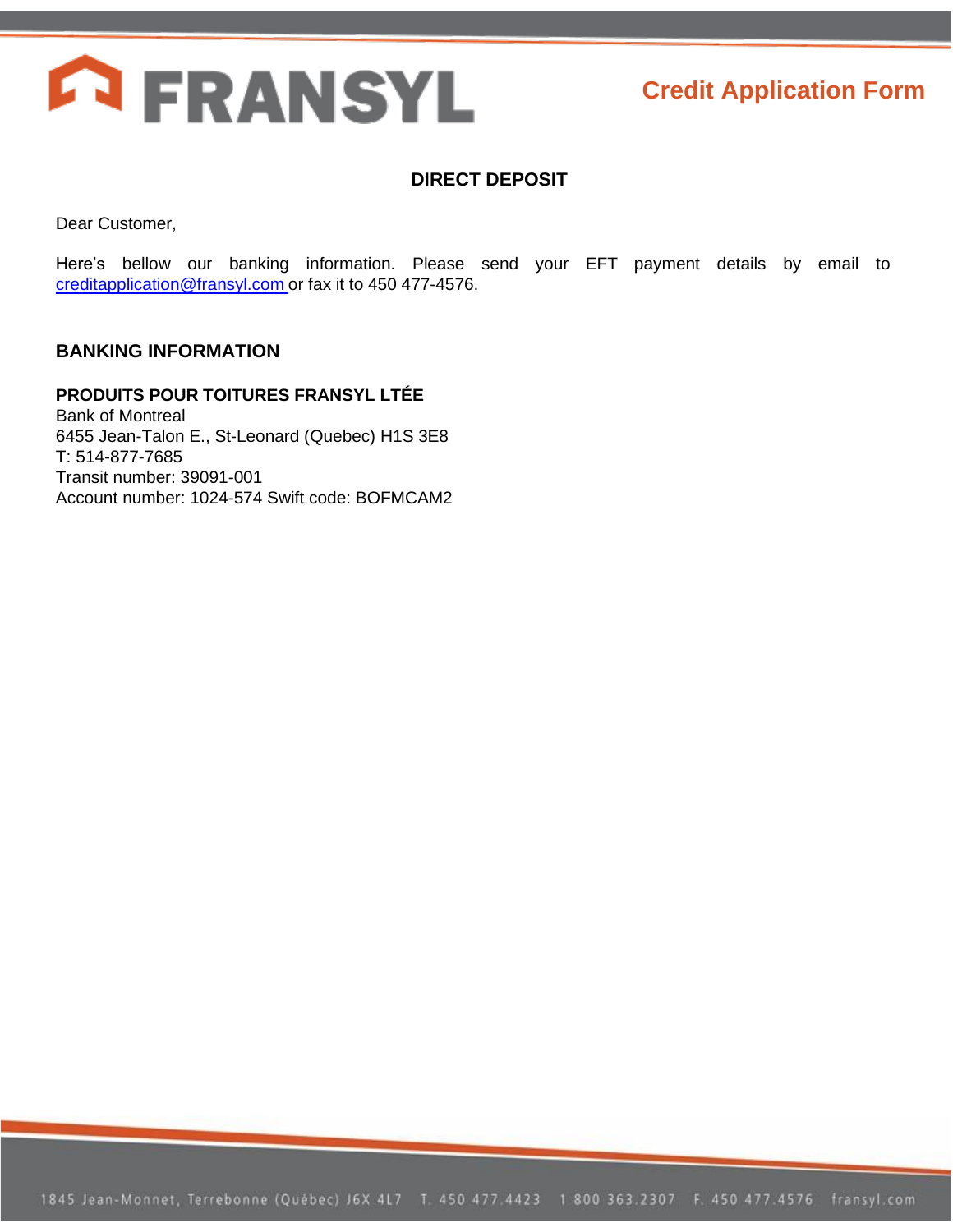# FRANSYL

**Credit Application Form**

## DIRECT DEPOSIT

Dear Customer,

Here's bellow our banking information. Please send your EFT payment details by email to creditapplication@fransyl.com or fax it to 450 477-4576.

## BANKING INFORMATION

**PRODUITS POUR TOITURES FRANSYL LTÉE**
Bank of Montreal
6455 Jean-Talon E., St-Leonard (Quebec) H1S 3E8
T: 514-877-7685
Transit number: 39091-001
Account number: 1024-574 Swift code: BOFMCAM2